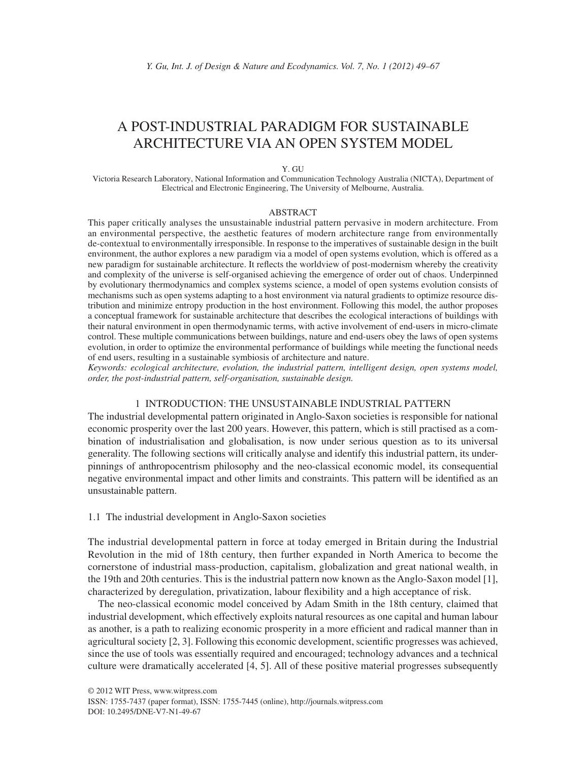# A POST-INDUSTRIAL PARADIGM FOR SUSTAINABLE ARCHITECTURE VIA AN OPEN SYSTEM MODEL

Y. GU

Victoria Research Laboratory, National Information and Communication Technology Australia (NICTA), Department of Electrical and Electronic Engineering, The University of Melbourne, Australia.

## ABSTRACT

This paper critically analyses the unsustainable industrial pattern pervasive in modern architecture. From an environmental perspective, the aesthetic features of modern architecture range from environmentally de-contextual to environmentally irresponsible. In response to the imperatives of sustainable design in the built environment, the author explores a new paradigm via a model of open systems evolution, which is offered as a new paradigm for sustainable architecture. It reflects the worldview of post-modernism whereby the creativity and complexity of the universe is self-organised achieving the emergence of order out of chaos. Underpinned by evolutionary thermodynamics and complex systems science, a model of open systems evolution consists of mechanisms such as open systems adapting to a host environment via natural gradients to optimize resource distribution and minimize entropy production in the host environment. Following this model, the author proposes a conceptual framework for sustainable architecture that describes the ecological interactions of buildings with their natural environment in open thermodynamic terms, with active involvement of end-users in micro-climate control. These multiple communications between buildings, nature and end-users obey the laws of open systems evolution, in order to optimize the environmental performance of buildings while meeting the functional needs of end users, resulting in a sustainable symbiosis of architecture and nature.

*Keywords: ecological architecture, evolution, the industrial pattern, intelligent design, open systems model, order, the post-industrial pattern, self-organisation, sustainable design.*

## 1 INTRODUCTION: THE UNSUSTAINABLE INDUSTRIAL PATTERN

The industrial developmental pattern originated in Anglo-Saxon societies is responsible for national economic prosperity over the last 200 years. However, this pattern, which is still practised as a combination of industrialisation and globalisation, is now under serious question as to its universal generality. The following sections will critically analyse and identify this industrial pattern, its underpinnings of anthropocentrism philosophy and the neo-classical economic model, its consequential negative environmental impact and other limits and constraints. This pattern will be identified as an unsustainable pattern.

### 1.1 The industrial development in Anglo-Saxon societies

The industrial developmental pattern in force at today emerged in Britain during the Industrial Revolution in the mid of 18th century, then further expanded in North America to become the cornerstone of industrial mass-production, capitalism, globalization and great national wealth, in the 19th and 20th centuries. This is the industrial pattern now known as the Anglo-Saxon model [1], characterized by deregulation, privatization, labour flexibility and a high acceptance of risk.

The neo-classical economic model conceived by Adam Smith in the 18th century, claimed that industrial development, which effectively exploits natural resources as one capital and human labour as another, is a path to realizing economic prosperity in a more efficient and radical manner than in agricultural society [2, 3]. Following this economic development, scientific progresses was achieved, since the use of tools was essentially required and encouraged; technology advances and a technical culture were dramatically accelerated [4, 5]. All of these positive material progresses subsequently

© 2012 WIT Press, www.witpress.com
ISSN: 1755-7437 (paper format), ISSN: 1755-7445 (online), http://journals.witpress.com
DOI: 10.2495/DNE-V7-N1-49-67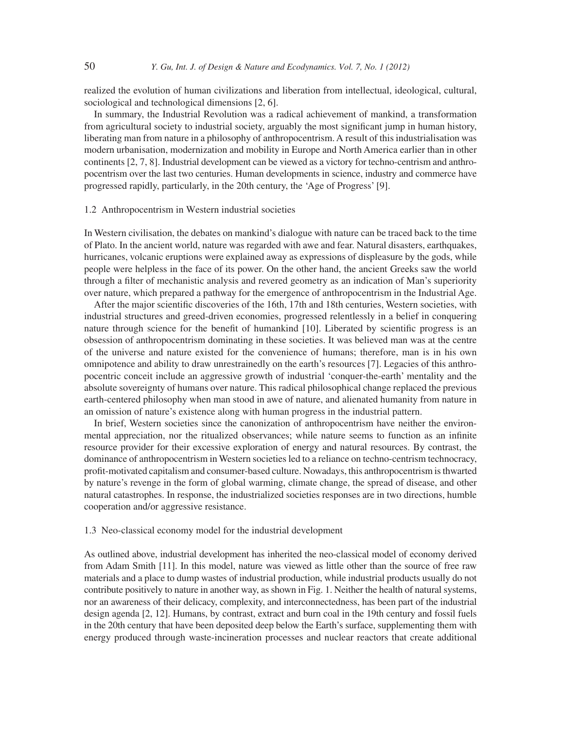realized the evolution of human civilizations and liberation from intellectual, ideological, cultural, sociological and technological dimensions [2, 6].

In summary, the Industrial Revolution was a radical achievement of mankind, a transformation from agricultural society to industrial society, arguably the most significant jump in human history, liberating man from nature in a philosophy of anthropocentrism. A result of this industrialisation was modern urbanisation, modernization and mobility in Europe and North America earlier than in other continents [2, 7, 8]. Industrial development can be viewed as a victory for techno-centrism and anthropocentrism over the last two centuries. Human developments in science, industry and commerce have progressed rapidly, particularly, in the 20th century, the 'Age of Progress' [9].

### 1.2 Anthropocentrism in Western industrial societies

In Western civilisation, the debates on mankind's dialogue with nature can be traced back to the time of Plato. In the ancient world, nature was regarded with awe and fear. Natural disasters, earthquakes, hurricanes, volcanic eruptions were explained away as expressions of displeasure by the gods, while people were helpless in the face of its power. On the other hand, the ancient Greeks saw the world through a filter of mechanistic analysis and revered geometry as an indication of Man's superiority over nature, which prepared a pathway for the emergence of anthropocentrism in the Industrial Age.

After the major scientific discoveries of the 16th, 17th and 18th centuries, Western societies, with industrial structures and greed-driven economies, progressed relentlessly in a belief in conquering nature through science for the benefit of humankind [10]. Liberated by scientific progress is an obsession of anthropocentrism dominating in these societies. It was believed man was at the centre of the universe and nature existed for the convenience of humans; therefore, man is in his own omnipotence and ability to draw unrestrainedly on the earth's resources [7]. Legacies of this anthropocentric conceit include an aggressive growth of industrial 'conquer-the-earth' mentality and the absolute sovereignty of humans over nature. This radical philosophical change replaced the previous earth-centered philosophy when man stood in awe of nature, and alienated humanity from nature in an omission of nature's existence along with human progress in the industrial pattern.

In brief, Western societies since the canonization of anthropocentrism have neither the environmental appreciation, nor the ritualized observances; while nature seems to function as an infinite resource provider for their excessive exploration of energy and natural resources. By contrast, the dominance of anthropocentrism in Western societies led to a reliance on techno-centrism technocracy, profit-motivated capitalism and consumer-based culture. Nowadays, this anthropocentrism is thwarted by nature's revenge in the form of global warming, climate change, the spread of disease, and other natural catastrophes. In response, the industrialized societies responses are in two directions, humble cooperation and/or aggressive resistance.

### 1.3 Neo-classical economy model for the industrial development

As outlined above, industrial development has inherited the neo-classical model of economy derived from Adam Smith [11]. In this model, nature was viewed as little other than the source of free raw materials and a place to dump wastes of industrial production, while industrial products usually do not contribute positively to nature in another way, as shown in Fig. 1. Neither the health of natural systems, nor an awareness of their delicacy, complexity, and interconnectedness, has been part of the industrial design agenda [2, 12]. Humans, by contrast, extract and burn coal in the 19th century and fossil fuels in the 20th century that have been deposited deep below the Earth's surface, supplementing them with energy produced through waste-incineration processes and nuclear reactors that create additional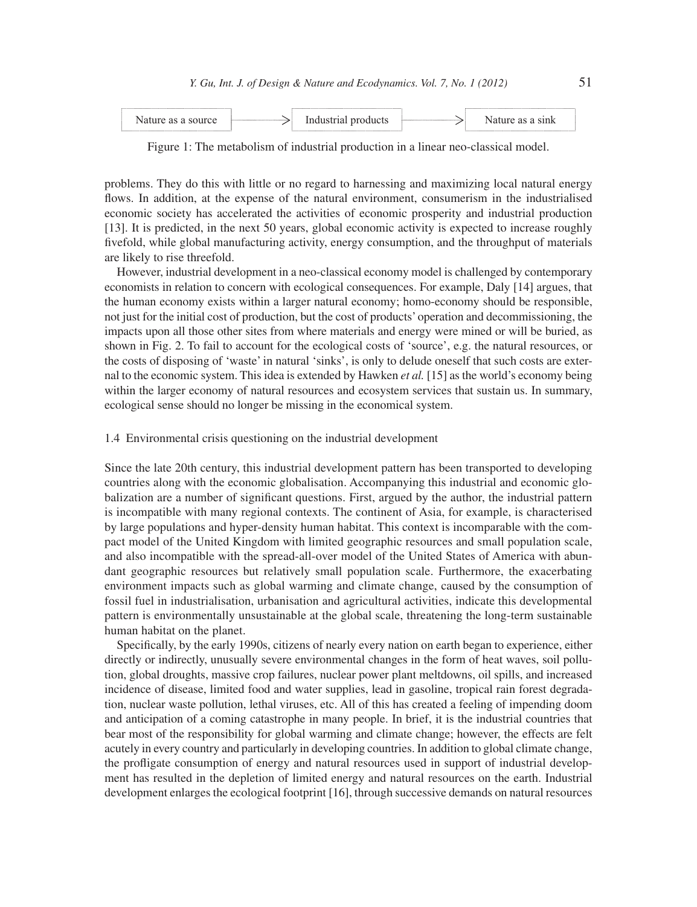Nature as a source → Industrial products → Nature as a sink

Figure 1: The metabolism of industrial production in a linear neo-classical model.

problems. They do this with little or no regard to harnessing and maximizing local natural energy flows. In addition, at the expense of the natural environment, consumerism in the industrialised economic society has accelerated the activities of economic prosperity and industrial production [13]. It is predicted, in the next 50 years, global economic activity is expected to increase roughly fivefold, while global manufacturing activity, energy consumption, and the throughput of materials are likely to rise threefold.

However, industrial development in a neo-classical economy model is challenged by contemporary economists in relation to concern with ecological consequences. For example, Daly [14] argues, that the human economy exists within a larger natural economy; homo-economy should be responsible, not just for the initial cost of production, but the cost of products' operation and decommissioning, the impacts upon all those other sites from where materials and energy were mined or will be buried, as shown in Fig. 2. To fail to account for the ecological costs of 'source', e.g. the natural resources, or the costs of disposing of 'waste' in natural 'sinks', is only to delude oneself that such costs are external to the economic system. This idea is extended by Hawken *et al.* [15] as the world's economy being within the larger economy of natural resources and ecosystem services that sustain us. In summary, ecological sense should no longer be missing in the economical system.

### 1.4 Environmental crisis questioning on the industrial development

Since the late 20th century, this industrial development pattern has been transported to developing countries along with the economic globalisation. Accompanying this industrial and economic globalization are a number of significant questions. First, argued by the author, the industrial pattern is incompatible with many regional contexts. The continent of Asia, for example, is characterised by large populations and hyper-density human habitat. This context is incomparable with the compact model of the United Kingdom with limited geographic resources and small population scale, and also incompatible with the spread-all-over model of the United States of America with abundant geographic resources but relatively small population scale. Furthermore, the exacerbating environment impacts such as global warming and climate change, caused by the consumption of fossil fuel in industrialisation, urbanisation and agricultural activities, indicate this developmental pattern is environmentally unsustainable at the global scale, threatening the long-term sustainable human habitat on the planet.

Specifically, by the early 1990s, citizens of nearly every nation on earth began to experience, either directly or indirectly, unusually severe environmental changes in the form of heat waves, soil pollution, global droughts, massive crop failures, nuclear power plant meltdowns, oil spills, and increased incidence of disease, limited food and water supplies, lead in gasoline, tropical rain forest degradation, nuclear waste pollution, lethal viruses, etc. All of this has created a feeling of impending doom and anticipation of a coming catastrophe in many people. In brief, it is the industrial countries that bear most of the responsibility for global warming and climate change; however, the effects are felt acutely in every country and particularly in developing countries. In addition to global climate change, the profligate consumption of energy and natural resources used in support of industrial development has resulted in the depletion of limited energy and natural resources on the earth. Industrial development enlarges the ecological footprint [16], through successive demands on natural resources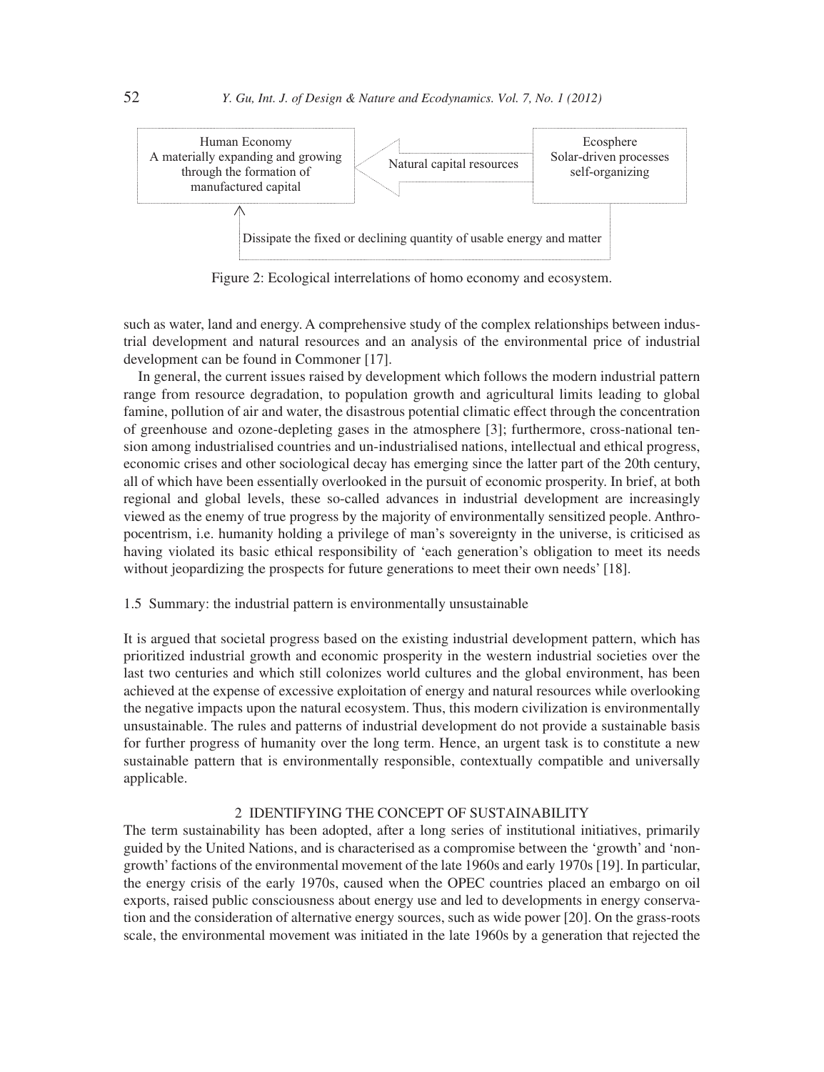Human Economy
A materially expanding and growing through the formation of manufactured capital

Natural capital resources

Ecosphere
Solar-driven processes self-organizing

Dissipate the fixed or declining quantity of usable energy and matter

Figure 2: Ecological interrelations of homo economy and ecosystem.

such as water, land and energy. A comprehensive study of the complex relationships between industrial development and natural resources and an analysis of the environmental price of industrial development can be found in Commoner [17].

In general, the current issues raised by development which follows the modern industrial pattern range from resource degradation, to population growth and agricultural limits leading to global famine, pollution of air and water, the disastrous potential climatic effect through the concentration of greenhouse and ozone-depleting gases in the atmosphere [3]; furthermore, cross-national tension among industrialised countries and un-industrialised nations, intellectual and ethical progress, economic crises and other sociological decay has emerging since the latter part of the 20th century, all of which have been essentially overlooked in the pursuit of economic prosperity. In brief, at both regional and global levels, these so-called advances in industrial development are increasingly viewed as the enemy of true progress by the majority of environmentally sensitized people. Anthropocentrism, i.e. humanity holding a privilege of man's sovereignty in the universe, is criticised as having violated its basic ethical responsibility of 'each generation's obligation to meet its needs without jeopardizing the prospects for future generations to meet their own needs' [18].

### 1.5 Summary: the industrial pattern is environmentally unsustainable

It is argued that societal progress based on the existing industrial development pattern, which has prioritized industrial growth and economic prosperity in the western industrial societies over the last two centuries and which still colonizes world cultures and the global environment, has been achieved at the expense of excessive exploitation of energy and natural resources while overlooking the negative impacts upon the natural ecosystem. Thus, this modern civilization is environmentally unsustainable. The rules and patterns of industrial development do not provide a sustainable basis for further progress of humanity over the long term. Hence, an urgent task is to constitute a new sustainable pattern that is environmentally responsible, contextually compatible and universally applicable.

## 2 IDENTIFYING THE CONCEPT OF SUSTAINABILITY

The term sustainability has been adopted, after a long series of institutional initiatives, primarily guided by the United Nations, and is characterised as a compromise between the 'growth' and 'non-growth' factions of the environmental movement of the late 1960s and early 1970s [19]. In particular, the energy crisis of the early 1970s, caused when the OPEC countries placed an embargo on oil exports, raised public consciousness about energy use and led to developments in energy conservation and the consideration of alternative energy sources, such as wide power [20]. On the grass-roots scale, the environmental movement was initiated in the late 1960s by a generation that rejected the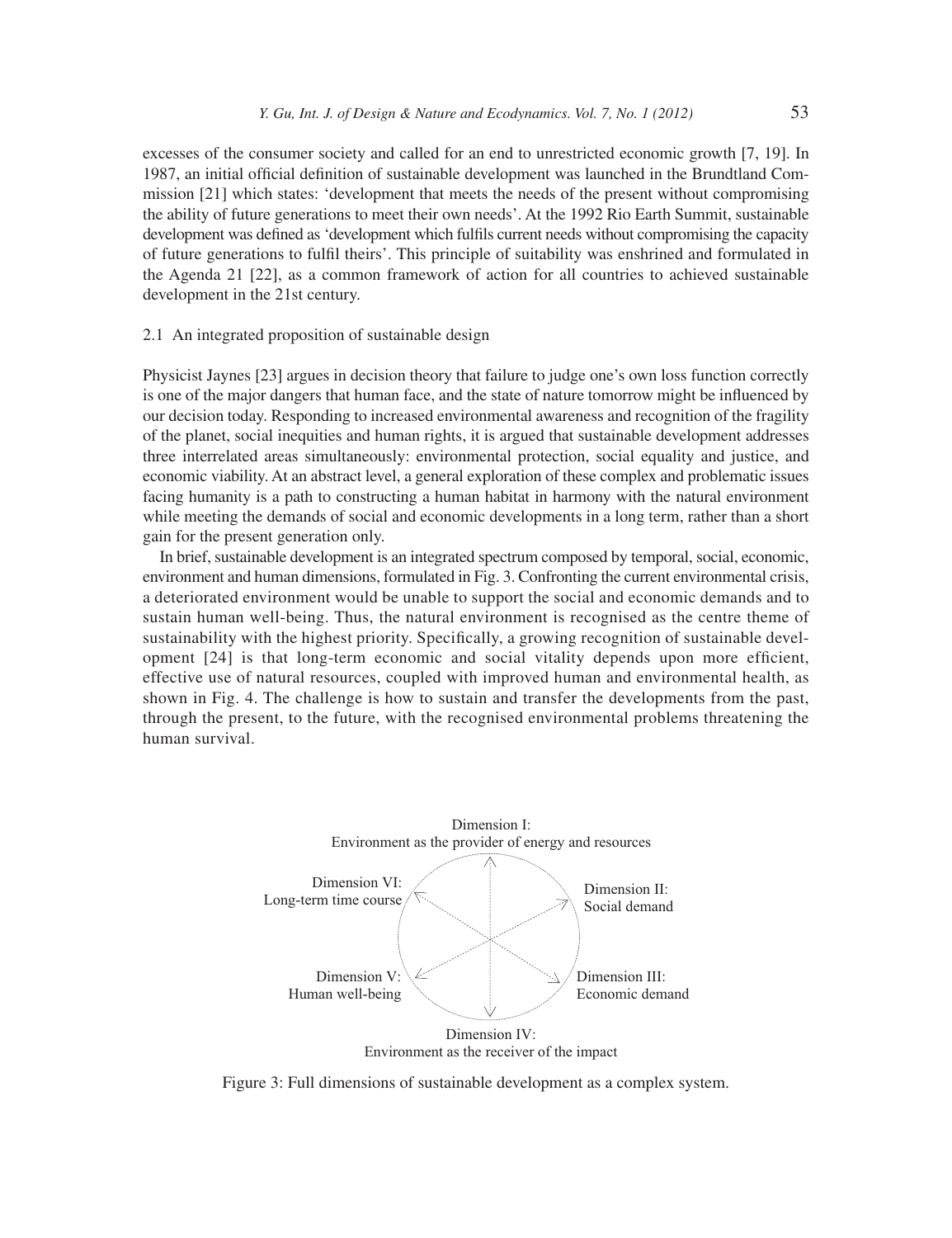excesses of the consumer society and called for an end to unrestricted economic growth [7, 19]. In 1987, an initial official definition of sustainable development was launched in the Brundtland Commission [21] which states: 'development that meets the needs of the present without compromising the ability of future generations to meet their own needs'. At the 1992 Rio Earth Summit, sustainable development was defined as 'development which fulfils current needs without compromising the capacity of future generations to fulfil theirs'. This principle of suitability was enshrined and formulated in the Agenda 21 [22], as a common framework of action for all countries to achieved sustainable development in the 21st century.

### 2.1 An integrated proposition of sustainable design

Physicist Jaynes [23] argues in decision theory that failure to judge one's own loss function correctly is one of the major dangers that human face, and the state of nature tomorrow might be influenced by our decision today. Responding to increased environmental awareness and recognition of the fragility of the planet, social inequities and human rights, it is argued that sustainable development addresses three interrelated areas simultaneously: environmental protection, social equality and justice, and economic viability. At an abstract level, a general exploration of these complex and problematic issues facing humanity is a path to constructing a human habitat in harmony with the natural environment while meeting the demands of social and economic developments in a long term, rather than a short gain for the present generation only.

In brief, sustainable development is an integrated spectrum composed by temporal, social, economic, environment and human dimensions, formulated in Fig. 3. Confronting the current environmental crisis, a deteriorated environment would be unable to support the social and economic demands and to sustain human well-being. Thus, the natural environment is recognised as the centre theme of sustainability with the highest priority. Specifically, a growing recognition of sustainable development [24] is that long-term economic and social vitality depends upon more efficient, effective use of natural resources, coupled with improved human and environmental health, as shown in Fig. 4. The challenge is how to sustain and transfer the developments from the past, through the present, to the future, with the recognised environmental problems threatening the human survival.

Dimension I: Environment as the provider of energy and resources

Dimension II: Social demand

Dimension III: Economic demand

Dimension IV: Environment as the receiver of the impact

Dimension V: Human well-being

Dimension VI: Long-term time course

Figure 3: Full dimensions of sustainable development as a complex system.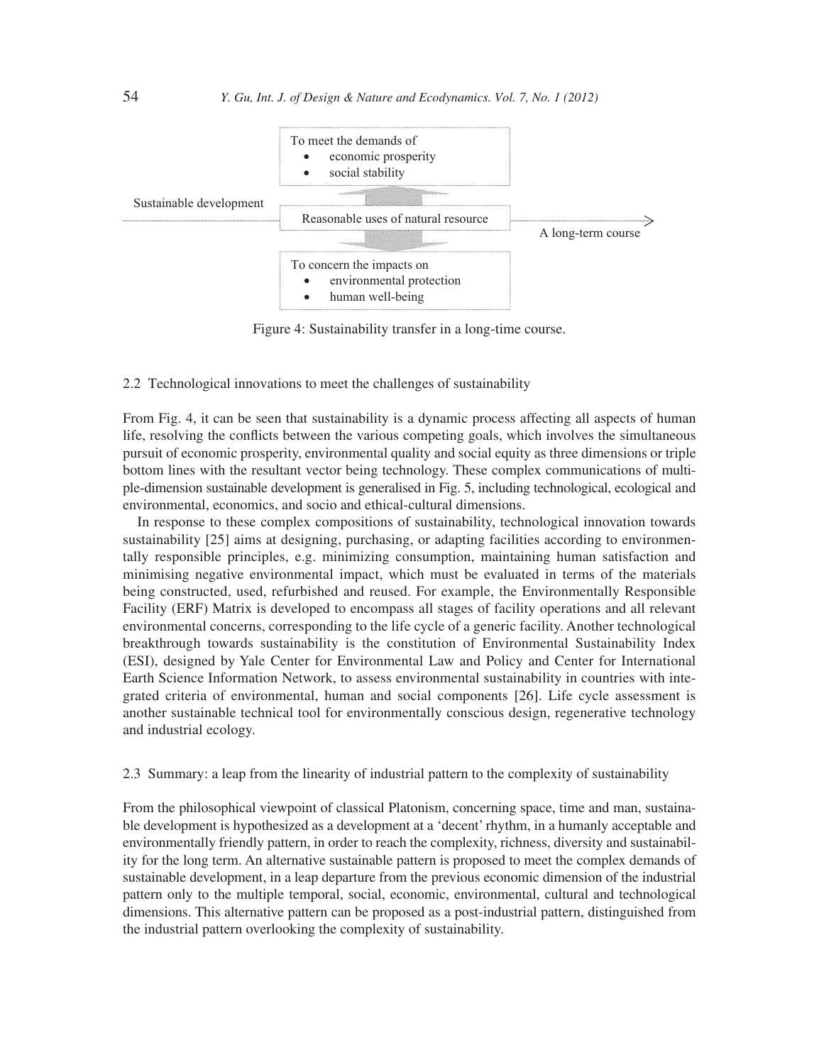To meet the demands of

- economic prosperity
- social stability

Sustainable development

Reasonable uses of natural resource

A long-term course

To concern the impacts on

- environmental protection
- human well-being

Figure 4: Sustainability transfer in a long-time course.

### 2.2 Technological innovations to meet the challenges of sustainability

From Fig. 4, it can be seen that sustainability is a dynamic process affecting all aspects of human life, resolving the conflicts between the various competing goals, which involves the simultaneous pursuit of economic prosperity, environmental quality and social equity as three dimensions or triple bottom lines with the resultant vector being technology. These complex communications of multiple-dimension sustainable development is generalised in Fig. 5, including technological, ecological and environmental, economics, and socio and ethical-cultural dimensions.

In response to these complex compositions of sustainability, technological innovation towards sustainability [25] aims at designing, purchasing, or adapting facilities according to environmentally responsible principles, e.g. minimizing consumption, maintaining human satisfaction and minimising negative environmental impact, which must be evaluated in terms of the materials being constructed, used, refurbished and reused. For example, the Environmentally Responsible Facility (ERF) Matrix is developed to encompass all stages of facility operations and all relevant environmental concerns, corresponding to the life cycle of a generic facility. Another technological breakthrough towards sustainability is the constitution of Environmental Sustainability Index (ESI), designed by Yale Center for Environmental Law and Policy and Center for International Earth Science Information Network, to assess environmental sustainability in countries with integrated criteria of environmental, human and social components [26]. Life cycle assessment is another sustainable technical tool for environmentally conscious design, regenerative technology and industrial ecology.

### 2.3 Summary: a leap from the linearity of industrial pattern to the complexity of sustainability

From the philosophical viewpoint of classical Platonism, concerning space, time and man, sustainable development is hypothesized as a development at a 'decent' rhythm, in a humanly acceptable and environmentally friendly pattern, in order to reach the complexity, richness, diversity and sustainability for the long term. An alternative sustainable pattern is proposed to meet the complex demands of sustainable development, in a leap departure from the previous economic dimension of the industrial pattern only to the multiple temporal, social, economic, environmental, cultural and technological dimensions. This alternative pattern can be proposed as a post-industrial pattern, distinguished from the industrial pattern overlooking the complexity of sustainability.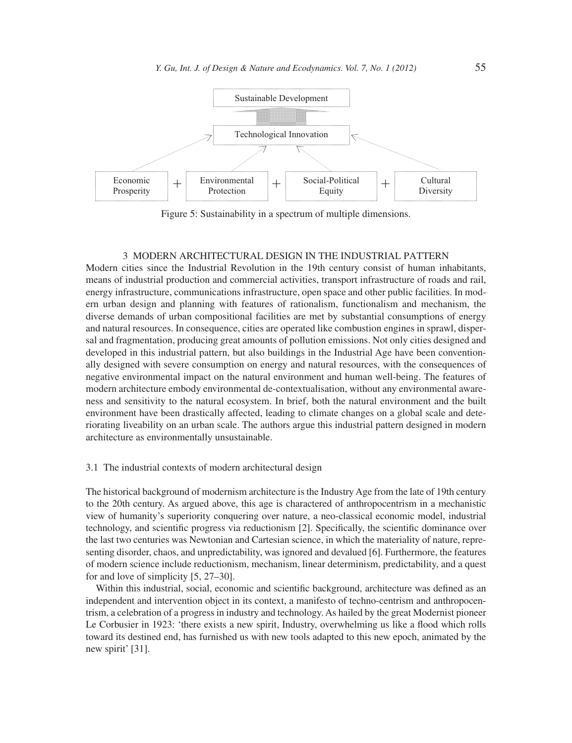Sustainable Development

Technological Innovation

Economic Prosperity + Environmental Protection + Social-Political Equity + Cultural Diversity

Figure 5: Sustainability in a spectrum of multiple dimensions.

## 3 MODERN ARCHITECTURAL DESIGN IN THE INDUSTRIAL PATTERN

Modern cities since the Industrial Revolution in the 19th century consist of human inhabitants, means of industrial production and commercial activities, transport infrastructure of roads and rail, energy infrastructure, communications infrastructure, open space and other public facilities. In modern urban design and planning with features of rationalism, functionalism and mechanism, the diverse demands of urban compositional facilities are met by substantial consumptions of energy and natural resources. In consequence, cities are operated like combustion engines in sprawl, dispersal and fragmentation, producing great amounts of pollution emissions. Not only cities designed and developed in this industrial pattern, but also buildings in the Industrial Age have been conventionally designed with severe consumption on energy and natural resources, with the consequences of negative environmental impact on the natural environment and human well-being. The features of modern architecture embody environmental de-contextualisation, without any environmental awareness and sensitivity to the natural ecosystem. In brief, both the natural environment and the built environment have been drastically affected, leading to climate changes on a global scale and deteriorating liveability on an urban scale. The authors argue this industrial pattern designed in modern architecture as environmentally unsustainable.

### 3.1 The industrial contexts of modern architectural design

The historical background of modernism architecture is the Industry Age from the late of 19th century to the 20th century. As argued above, this age is charactered of anthropocentrism in a mechanistic view of humanity's superiority conquering over nature, a neo-classical economic model, industrial technology, and scientific progress via reductionism [2]. Specifically, the scientific dominance over the last two centuries was Newtonian and Cartesian science, in which the materiality of nature, representing disorder, chaos, and unpredictability, was ignored and devalued [6]. Furthermore, the features of modern science include reductionism, mechanism, linear determinism, predictability, and a quest for and love of simplicity [5, 27–30].

Within this industrial, social, economic and scientific background, architecture was defined as an independent and intervention object in its context, a manifesto of techno-centrism and anthropocentrism, a celebration of a progress in industry and technology. As hailed by the great Modernist pioneer Le Corbusier in 1923: 'there exists a new spirit, Industry, overwhelming us like a flood which rolls toward its destined end, has furnished us with new tools adapted to this new epoch, animated by the new spirit' [31].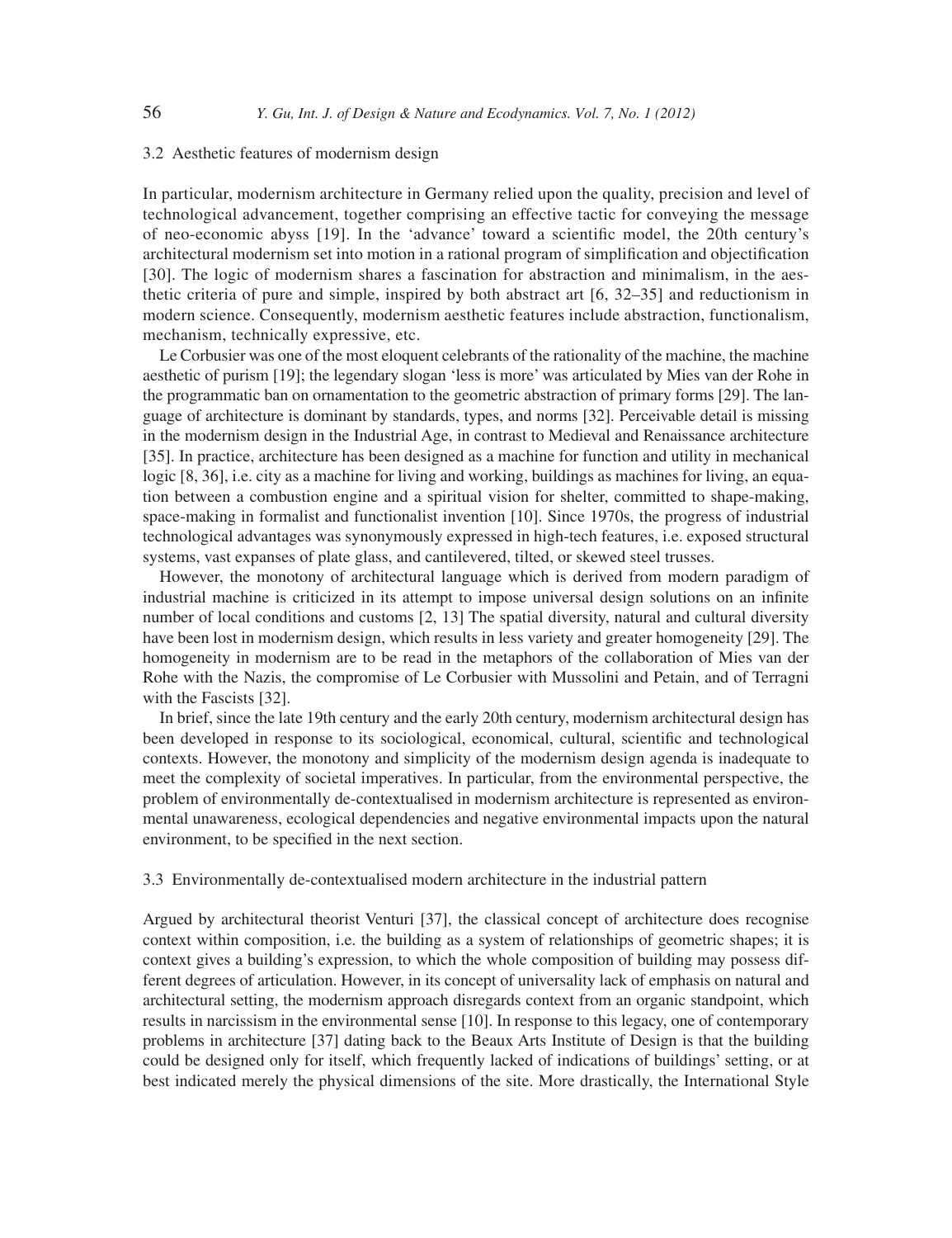### 3.2 Aesthetic features of modernism design

In particular, modernism architecture in Germany relied upon the quality, precision and level of technological advancement, together comprising an effective tactic for conveying the message of neo-economic abyss [19]. In the 'advance' toward a scientific model, the 20th century's architectural modernism set into motion in a rational program of simplification and objectification [30]. The logic of modernism shares a fascination for abstraction and minimalism, in the aesthetic criteria of pure and simple, inspired by both abstract art [6, 32–35] and reductionism in modern science. Consequently, modernism aesthetic features include abstraction, functionalism, mechanism, technically expressive, etc.

Le Corbusier was one of the most eloquent celebrants of the rationality of the machine, the machine aesthetic of purism [19]; the legendary slogan 'less is more' was articulated by Mies van der Rohe in the programmatic ban on ornamentation to the geometric abstraction of primary forms [29]. The language of architecture is dominant by standards, types, and norms [32]. Perceivable detail is missing in the modernism design in the Industrial Age, in contrast to Medieval and Renaissance architecture [35]. In practice, architecture has been designed as a machine for function and utility in mechanical logic [8, 36], i.e. city as a machine for living and working, buildings as machines for living, an equation between a combustion engine and a spiritual vision for shelter, committed to shape-making, space-making in formalist and functionalist invention [10]. Since 1970s, the progress of industrial technological advantages was synonymously expressed in high-tech features, i.e. exposed structural systems, vast expanses of plate glass, and cantilevered, tilted, or skewed steel trusses.

However, the monotony of architectural language which is derived from modern paradigm of industrial machine is criticized in its attempt to impose universal design solutions on an infinite number of local conditions and customs [2, 13] The spatial diversity, natural and cultural diversity have been lost in modernism design, which results in less variety and greater homogeneity [29]. The homogeneity in modernism are to be read in the metaphors of the collaboration of Mies van der Rohe with the Nazis, the compromise of Le Corbusier with Mussolini and Petain, and of Terragni with the Fascists [32].

In brief, since the late 19th century and the early 20th century, modernism architectural design has been developed in response to its sociological, economical, cultural, scientific and technological contexts. However, the monotony and simplicity of the modernism design agenda is inadequate to meet the complexity of societal imperatives. In particular, from the environmental perspective, the problem of environmentally de-contextualised in modernism architecture is represented as environmental unawareness, ecological dependencies and negative environmental impacts upon the natural environment, to be specified in the next section.

### 3.3 Environmentally de-contextualised modern architecture in the industrial pattern

Argued by architectural theorist Venturi [37], the classical concept of architecture does recognise context within composition, i.e. the building as a system of relationships of geometric shapes; it is context gives a building's expression, to which the whole composition of building may possess different degrees of articulation. However, in its concept of universality lack of emphasis on natural and architectural setting, the modernism approach disregards context from an organic standpoint, which results in narcissism in the environmental sense [10]. In response to this legacy, one of contemporary problems in architecture [37] dating back to the Beaux Arts Institute of Design is that the building could be designed only for itself, which frequently lacked of indications of buildings' setting, or at best indicated merely the physical dimensions of the site. More drastically, the International Style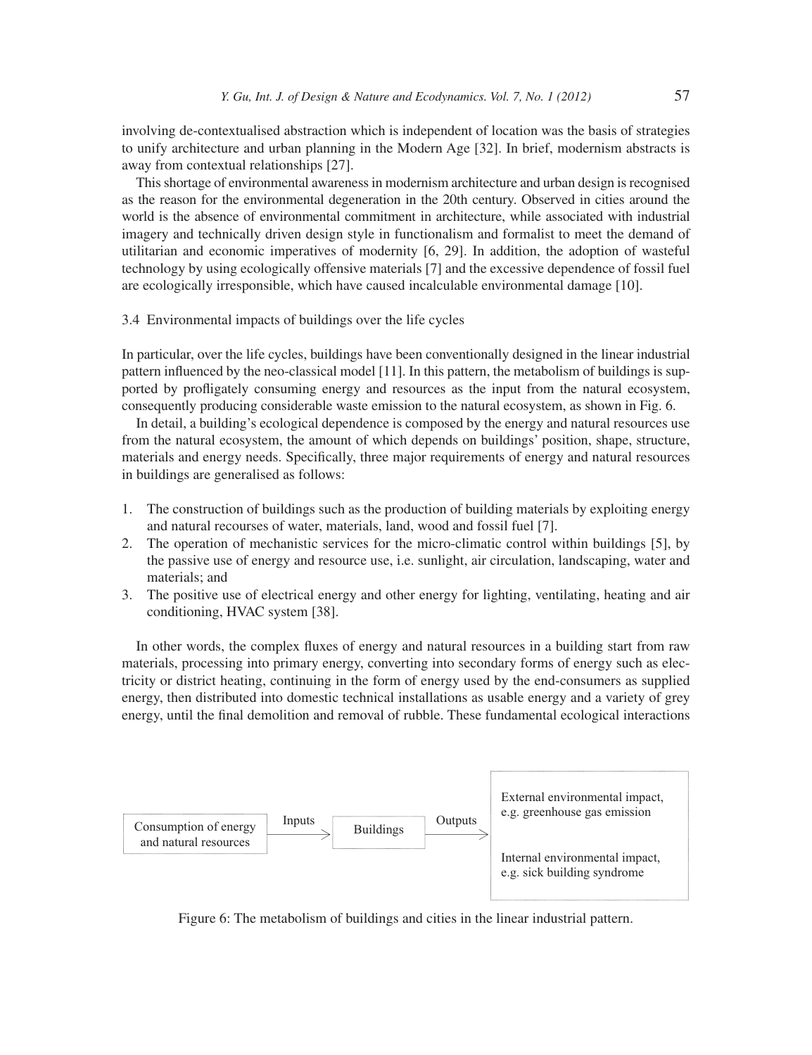involving de-contextualised abstraction which is independent of location was the basis of strategies to unify architecture and urban planning in the Modern Age [32]. In brief, modernism abstracts is away from contextual relationships [27].

This shortage of environmental awareness in modernism architecture and urban design is recognised as the reason for the environmental degeneration in the 20th century. Observed in cities around the world is the absence of environmental commitment in architecture, while associated with industrial imagery and technically driven design style in functionalism and formalist to meet the demand of utilitarian and economic imperatives of modernity [6, 29]. In addition, the adoption of wasteful technology by using ecologically offensive materials [7] and the excessive dependence of fossil fuel are ecologically irresponsible, which have caused incalculable environmental damage [10].

### 3.4 Environmental impacts of buildings over the life cycles

In particular, over the life cycles, buildings have been conventionally designed in the linear industrial pattern influenced by the neo-classical model [11]. In this pattern, the metabolism of buildings is supported by profligately consuming energy and resources as the input from the natural ecosystem, consequently producing considerable waste emission to the natural ecosystem, as shown in Fig. 6.

In detail, a building's ecological dependence is composed by the energy and natural resources use from the natural ecosystem, the amount of which depends on buildings' position, shape, structure, materials and energy needs. Specifically, three major requirements of energy and natural resources in buildings are generalised as follows:

1. The construction of buildings such as the production of building materials by exploiting energy and natural recourses of water, materials, land, wood and fossil fuel [7].
2. The operation of mechanistic services for the micro-climatic control within buildings [5], by the passive use of energy and resource use, i.e. sunlight, air circulation, landscaping, water and materials; and
3. The positive use of electrical energy and other energy for lighting, ventilating, heating and air conditioning, HVAC system [38].

In other words, the complex fluxes of energy and natural resources in a building start from raw materials, processing into primary energy, converting into secondary forms of energy such as electricity or district heating, continuing in the form of energy used by the end-consumers as supplied energy, then distributed into domestic technical installations as usable energy and a variety of grey energy, until the final demolition and removal of rubble. These fundamental ecological interactions

Consumption of energy and natural resources → Inputs → Buildings → Outputs → External environmental impact, e.g. greenhouse gas emission; Internal environmental impact, e.g. sick building syndrome

Figure 6: The metabolism of buildings and cities in the linear industrial pattern.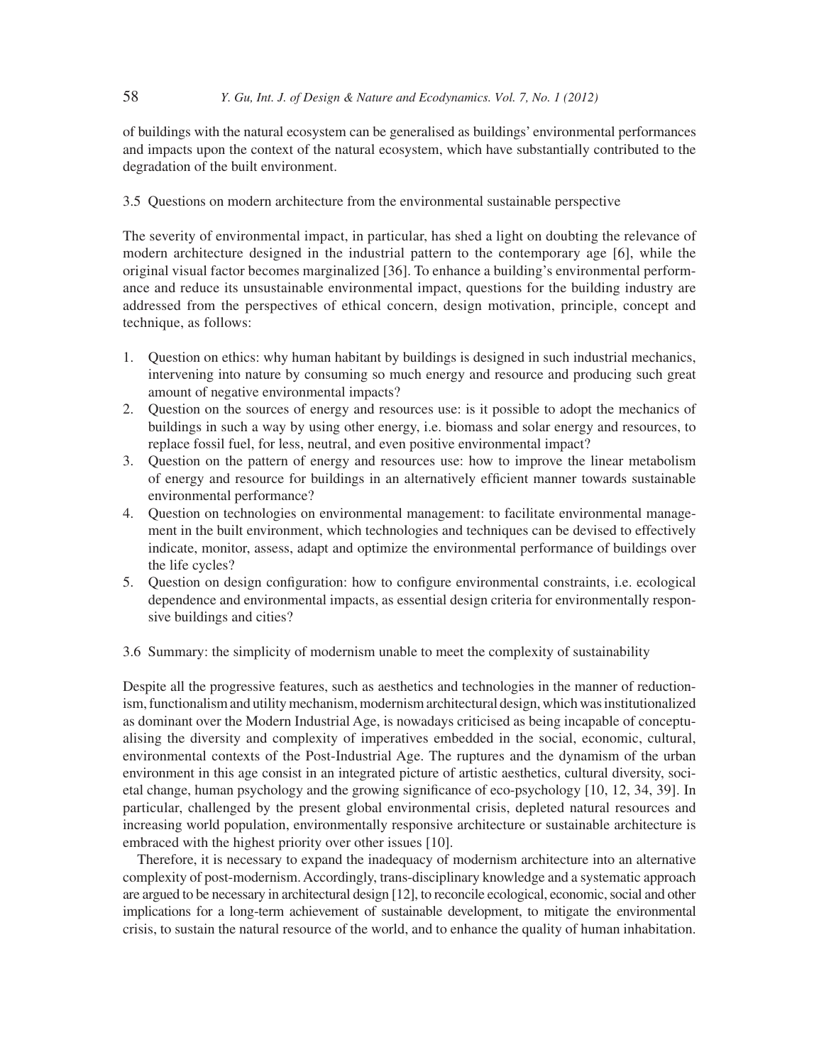of buildings with the natural ecosystem can be generalised as buildings' environmental performances and impacts upon the context of the natural ecosystem, which have substantially contributed to the degradation of the built environment.

### 3.5 Questions on modern architecture from the environmental sustainable perspective

The severity of environmental impact, in particular, has shed a light on doubting the relevance of modern architecture designed in the industrial pattern to the contemporary age [6], while the original visual factor becomes marginalized [36]. To enhance a building's environmental performance and reduce its unsustainable environmental impact, questions for the building industry are addressed from the perspectives of ethical concern, design motivation, principle, concept and technique, as follows:

1. Question on ethics: why human habitant by buildings is designed in such industrial mechanics, intervening into nature by consuming so much energy and resource and producing such great amount of negative environmental impacts?
2. Question on the sources of energy and resources use: is it possible to adopt the mechanics of buildings in such a way by using other energy, i.e. biomass and solar energy and resources, to replace fossil fuel, for less, neutral, and even positive environmental impact?
3. Question on the pattern of energy and resources use: how to improve the linear metabolism of energy and resource for buildings in an alternatively efficient manner towards sustainable environmental performance?
4. Question on technologies on environmental management: to facilitate environmental management in the built environment, which technologies and techniques can be devised to effectively indicate, monitor, assess, adapt and optimize the environmental performance of buildings over the life cycles?
5. Question on design configuration: how to configure environmental constraints, i.e. ecological dependence and environmental impacts, as essential design criteria for environmentally responsive buildings and cities?

### 3.6 Summary: the simplicity of modernism unable to meet the complexity of sustainability

Despite all the progressive features, such as aesthetics and technologies in the manner of reductionism, functionalism and utility mechanism, modernism architectural design, which was institutionalized as dominant over the Modern Industrial Age, is nowadays criticised as being incapable of conceptualising the diversity and complexity of imperatives embedded in the social, economic, cultural, environmental contexts of the Post-Industrial Age. The ruptures and the dynamism of the urban environment in this age consist in an integrated picture of artistic aesthetics, cultural diversity, societal change, human psychology and the growing significance of eco-psychology [10, 12, 34, 39]. In particular, challenged by the present global environmental crisis, depleted natural resources and increasing world population, environmentally responsive architecture or sustainable architecture is embraced with the highest priority over other issues [10].

Therefore, it is necessary to expand the inadequacy of modernism architecture into an alternative complexity of post-modernism. Accordingly, trans-disciplinary knowledge and a systematic approach are argued to be necessary in architectural design [12], to reconcile ecological, economic, social and other implications for a long-term achievement of sustainable development, to mitigate the environmental crisis, to sustain the natural resource of the world, and to enhance the quality of human inhabitation.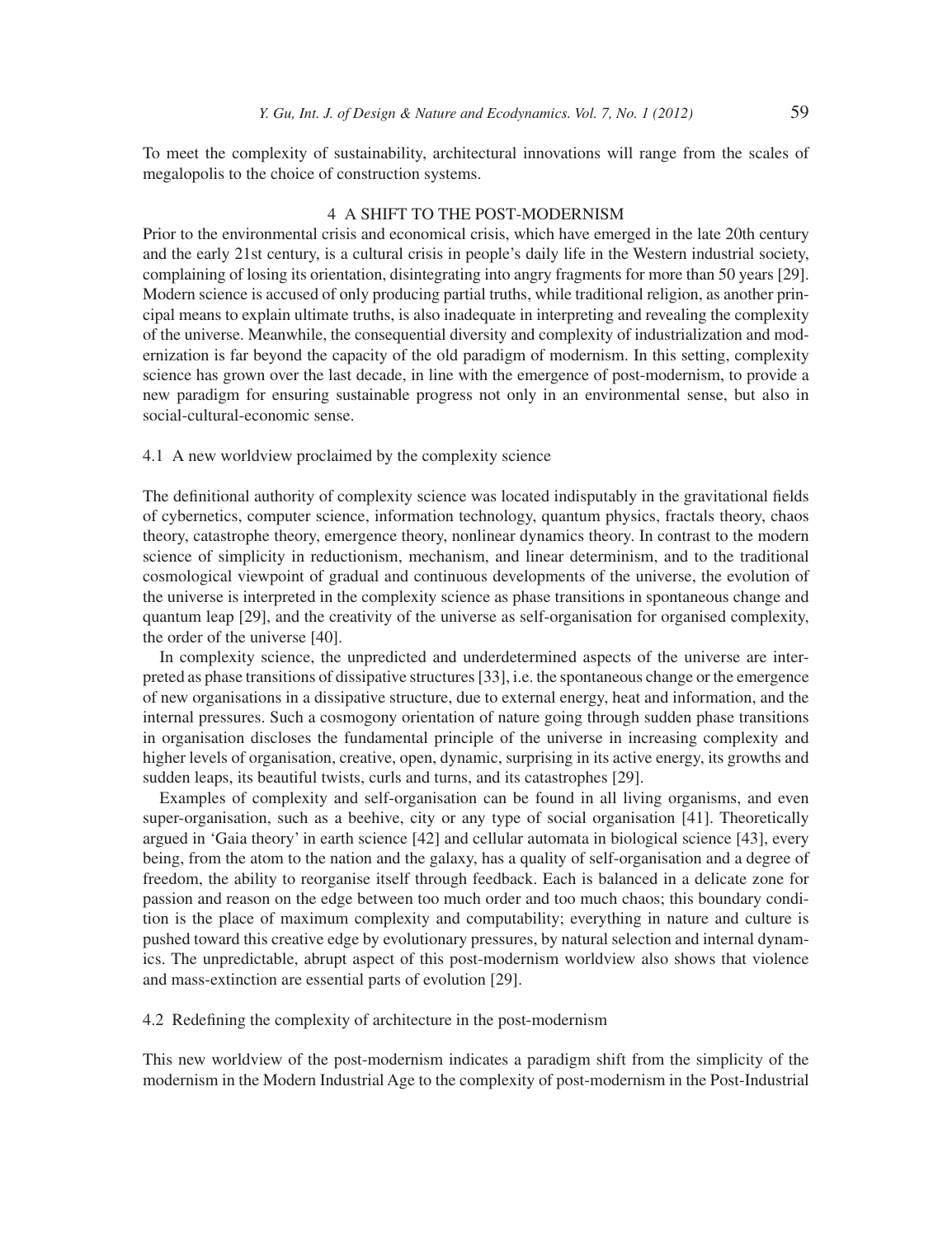To meet the complexity of sustainability, architectural innovations will range from the scales of megalopolis to the choice of construction systems.

## 4 A SHIFT TO THE POST-MODERNISM

Prior to the environmental crisis and economical crisis, which have emerged in the late 20th century and the early 21st century, is a cultural crisis in people's daily life in the Western industrial society, complaining of losing its orientation, disintegrating into angry fragments for more than 50 years [29]. Modern science is accused of only producing partial truths, while traditional religion, as another principal means to explain ultimate truths, is also inadequate in interpreting and revealing the complexity of the universe. Meanwhile, the consequential diversity and complexity of industrialization and modernization is far beyond the capacity of the old paradigm of modernism. In this setting, complexity science has grown over the last decade, in line with the emergence of post-modernism, to provide a new paradigm for ensuring sustainable progress not only in an environmental sense, but also in social-cultural-economic sense.

### 4.1 A new worldview proclaimed by the complexity science

The definitional authority of complexity science was located indisputably in the gravitational fields of cybernetics, computer science, information technology, quantum physics, fractals theory, chaos theory, catastrophe theory, emergence theory, nonlinear dynamics theory. In contrast to the modern science of simplicity in reductionism, mechanism, and linear determinism, and to the traditional cosmological viewpoint of gradual and continuous developments of the universe, the evolution of the universe is interpreted in the complexity science as phase transitions in spontaneous change and quantum leap [29], and the creativity of the universe as self-organisation for organised complexity, the order of the universe [40].

In complexity science, the unpredicted and underdetermined aspects of the universe are interpreted as phase transitions of dissipative structures [33], i.e. the spontaneous change or the emergence of new organisations in a dissipative structure, due to external energy, heat and information, and the internal pressures. Such a cosmogony orientation of nature going through sudden phase transitions in organisation discloses the fundamental principle of the universe in increasing complexity and higher levels of organisation, creative, open, dynamic, surprising in its active energy, its growths and sudden leaps, its beautiful twists, curls and turns, and its catastrophes [29].

Examples of complexity and self-organisation can be found in all living organisms, and even super-organisation, such as a beehive, city or any type of social organisation [41]. Theoretically argued in 'Gaia theory' in earth science [42] and cellular automata in biological science [43], every being, from the atom to the nation and the galaxy, has a quality of self-organisation and a degree of freedom, the ability to reorganise itself through feedback. Each is balanced in a delicate zone for passion and reason on the edge between too much order and too much chaos; this boundary condition is the place of maximum complexity and computability; everything in nature and culture is pushed toward this creative edge by evolutionary pressures, by natural selection and internal dynamics. The unpredictable, abrupt aspect of this post-modernism worldview also shows that violence and mass-extinction are essential parts of evolution [29].

### 4.2 Redefining the complexity of architecture in the post-modernism

This new worldview of the post-modernism indicates a paradigm shift from the simplicity of the modernism in the Modern Industrial Age to the complexity of post-modernism in the Post-Industrial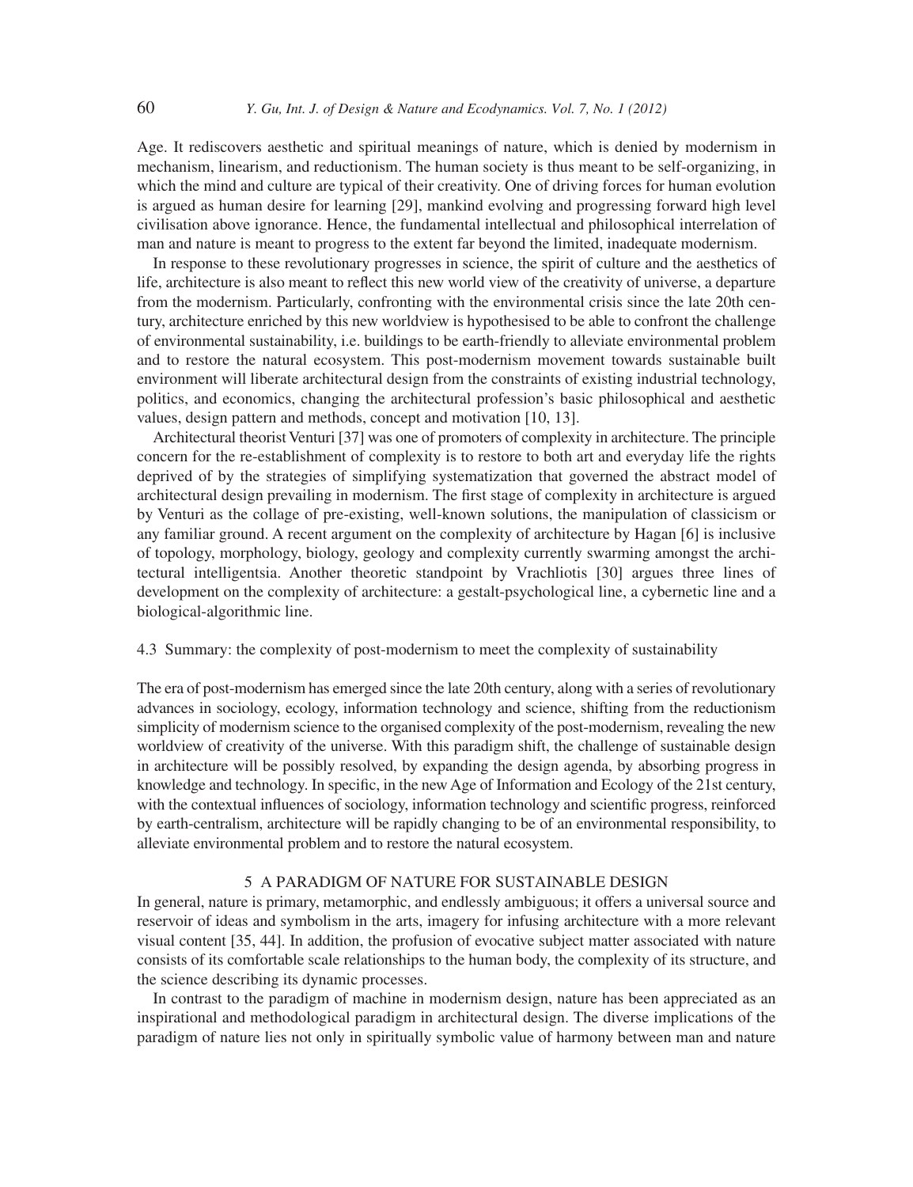Age. It rediscovers aesthetic and spiritual meanings of nature, which is denied by modernism in mechanism, linearism, and reductionism. The human society is thus meant to be self-organizing, in which the mind and culture are typical of their creativity. One of driving forces for human evolution is argued as human desire for learning [29], mankind evolving and progressing forward high level civilisation above ignorance. Hence, the fundamental intellectual and philosophical interrelation of man and nature is meant to progress to the extent far beyond the limited, inadequate modernism.

In response to these revolutionary progresses in science, the spirit of culture and the aesthetics of life, architecture is also meant to reflect this new world view of the creativity of universe, a departure from the modernism. Particularly, confronting with the environmental crisis since the late 20th century, architecture enriched by this new worldview is hypothesised to be able to confront the challenge of environmental sustainability, i.e. buildings to be earth-friendly to alleviate environmental problem and to restore the natural ecosystem. This post-modernism movement towards sustainable built environment will liberate architectural design from the constraints of existing industrial technology, politics, and economics, changing the architectural profession's basic philosophical and aesthetic values, design pattern and methods, concept and motivation [10, 13].

Architectural theorist Venturi [37] was one of promoters of complexity in architecture. The principle concern for the re-establishment of complexity is to restore to both art and everyday life the rights deprived of by the strategies of simplifying systematization that governed the abstract model of architectural design prevailing in modernism. The first stage of complexity in architecture is argued by Venturi as the collage of pre-existing, well-known solutions, the manipulation of classicism or any familiar ground. A recent argument on the complexity of architecture by Hagan [6] is inclusive of topology, morphology, biology, geology and complexity currently swarming amongst the architectural intelligentsia. Another theoretic standpoint by Vrachliotis [30] argues three lines of development on the complexity of architecture: a gestalt-psychological line, a cybernetic line and a biological-algorithmic line.

### 4.3 Summary: the complexity of post-modernism to meet the complexity of sustainability

The era of post-modernism has emerged since the late 20th century, along with a series of revolutionary advances in sociology, ecology, information technology and science, shifting from the reductionism simplicity of modernism science to the organised complexity of the post-modernism, revealing the new worldview of creativity of the universe. With this paradigm shift, the challenge of sustainable design in architecture will be possibly resolved, by expanding the design agenda, by absorbing progress in knowledge and technology. In specific, in the new Age of Information and Ecology of the 21st century, with the contextual influences of sociology, information technology and scientific progress, reinforced by earth-centralism, architecture will be rapidly changing to be of an environmental responsibility, to alleviate environmental problem and to restore the natural ecosystem.

## 5 A PARADIGM OF NATURE FOR SUSTAINABLE DESIGN

In general, nature is primary, metamorphic, and endlessly ambiguous; it offers a universal source and reservoir of ideas and symbolism in the arts, imagery for infusing architecture with a more relevant visual content [35, 44]. In addition, the profusion of evocative subject matter associated with nature consists of its comfortable scale relationships to the human body, the complexity of its structure, and the science describing its dynamic processes.

In contrast to the paradigm of machine in modernism design, nature has been appreciated as an inspirational and methodological paradigm in architectural design. The diverse implications of the paradigm of nature lies not only in spiritually symbolic value of harmony between man and nature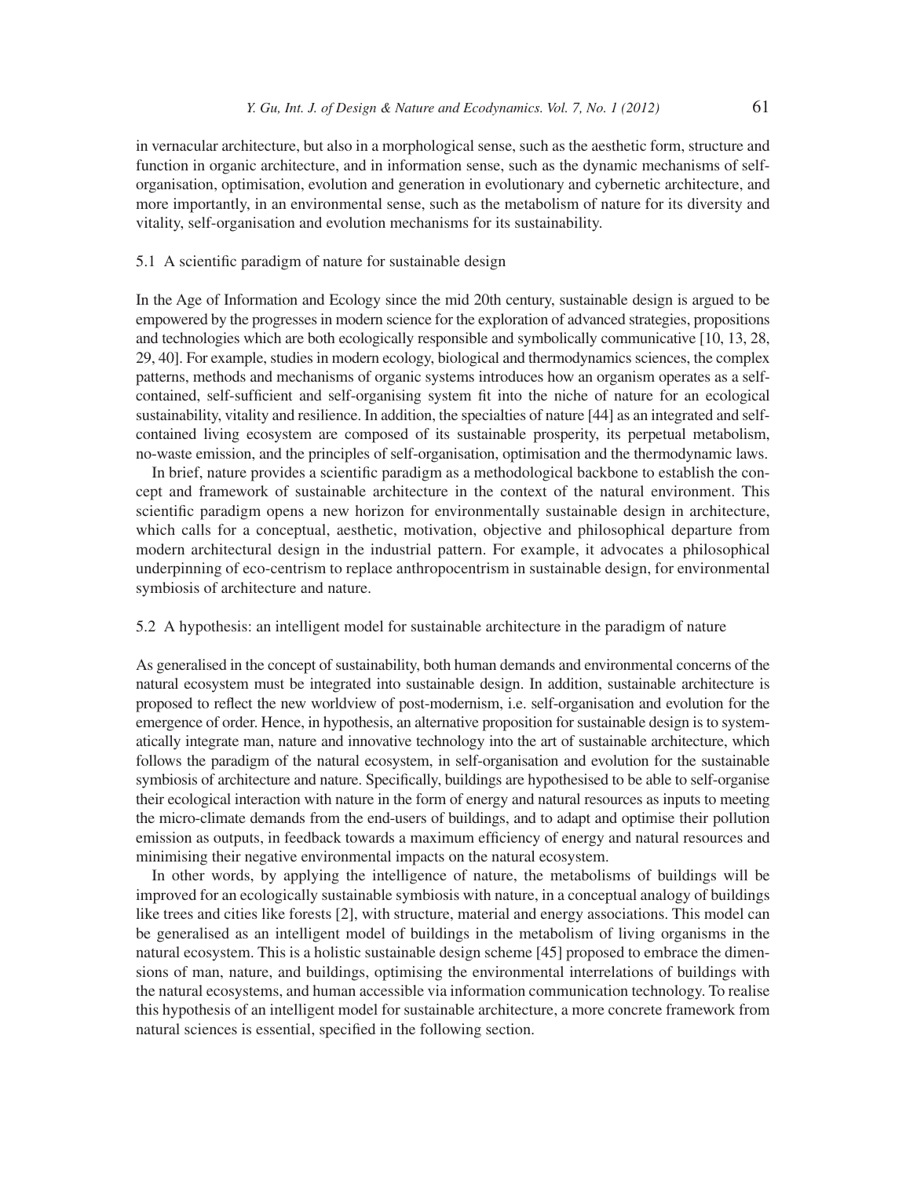in vernacular architecture, but also in a morphological sense, such as the aesthetic form, structure and function in organic architecture, and in information sense, such as the dynamic mechanisms of self-organisation, optimisation, evolution and generation in evolutionary and cybernetic architecture, and more importantly, in an environmental sense, such as the metabolism of nature for its diversity and vitality, self-organisation and evolution mechanisms for its sustainability.

### 5.1 A scientific paradigm of nature for sustainable design

In the Age of Information and Ecology since the mid 20th century, sustainable design is argued to be empowered by the progresses in modern science for the exploration of advanced strategies, propositions and technologies which are both ecologically responsible and symbolically communicative [10, 13, 28, 29, 40]. For example, studies in modern ecology, biological and thermodynamics sciences, the complex patterns, methods and mechanisms of organic systems introduces how an organism operates as a self-contained, self-sufficient and self-organising system fit into the niche of nature for an ecological sustainability, vitality and resilience. In addition, the specialties of nature [44] as an integrated and self-contained living ecosystem are composed of its sustainable prosperity, its perpetual metabolism, no-waste emission, and the principles of self-organisation, optimisation and the thermodynamic laws.

In brief, nature provides a scientific paradigm as a methodological backbone to establish the concept and framework of sustainable architecture in the context of the natural environment. This scientific paradigm opens a new horizon for environmentally sustainable design in architecture, which calls for a conceptual, aesthetic, motivation, objective and philosophical departure from modern architectural design in the industrial pattern. For example, it advocates a philosophical underpinning of eco-centrism to replace anthropocentrism in sustainable design, for environmental symbiosis of architecture and nature.

### 5.2 A hypothesis: an intelligent model for sustainable architecture in the paradigm of nature

As generalised in the concept of sustainability, both human demands and environmental concerns of the natural ecosystem must be integrated into sustainable design. In addition, sustainable architecture is proposed to reflect the new worldview of post-modernism, i.e. self-organisation and evolution for the emergence of order. Hence, in hypothesis, an alternative proposition for sustainable design is to systematically integrate man, nature and innovative technology into the art of sustainable architecture, which follows the paradigm of the natural ecosystem, in self-organisation and evolution for the sustainable symbiosis of architecture and nature. Specifically, buildings are hypothesised to be able to self-organise their ecological interaction with nature in the form of energy and natural resources as inputs to meeting the micro-climate demands from the end-users of buildings, and to adapt and optimise their pollution emission as outputs, in feedback towards a maximum efficiency of energy and natural resources and minimising their negative environmental impacts on the natural ecosystem.

In other words, by applying the intelligence of nature, the metabolisms of buildings will be improved for an ecologically sustainable symbiosis with nature, in a conceptual analogy of buildings like trees and cities like forests [2], with structure, material and energy associations. This model can be generalised as an intelligent model of buildings in the metabolism of living organisms in the natural ecosystem. This is a holistic sustainable design scheme [45] proposed to embrace the dimensions of man, nature, and buildings, optimising the environmental interrelations of buildings with the natural ecosystems, and human accessible via information communication technology. To realise this hypothesis of an intelligent model for sustainable architecture, a more concrete framework from natural sciences is essential, specified in the following section.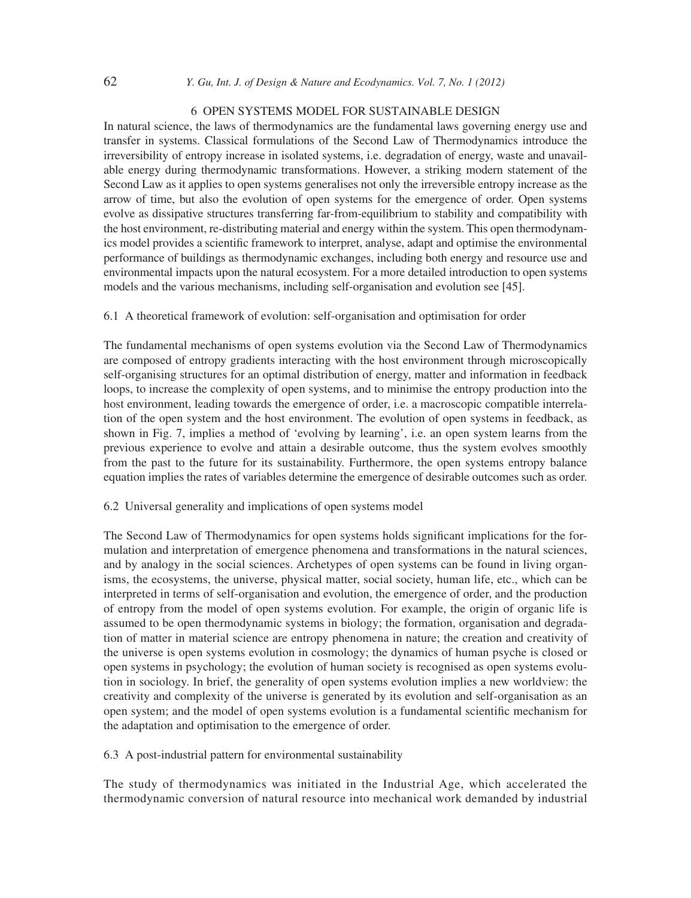## 6 OPEN SYSTEMS MODEL FOR SUSTAINABLE DESIGN

In natural science, the laws of thermodynamics are the fundamental laws governing energy use and transfer in systems. Classical formulations of the Second Law of Thermodynamics introduce the irreversibility of entropy increase in isolated systems, i.e. degradation of energy, waste and unavailable energy during thermodynamic transformations. However, a striking modern statement of the Second Law as it applies to open systems generalises not only the irreversible entropy increase as the arrow of time, but also the evolution of open systems for the emergence of order. Open systems evolve as dissipative structures transferring far-from-equilibrium to stability and compatibility with the host environment, re-distributing material and energy within the system. This open thermodynamics model provides a scientific framework to interpret, analyse, adapt and optimise the environmental performance of buildings as thermodynamic exchanges, including both energy and resource use and environmental impacts upon the natural ecosystem. For a more detailed introduction to open systems models and the various mechanisms, including self-organisation and evolution see [45].

### 6.1 A theoretical framework of evolution: self-organisation and optimisation for order

The fundamental mechanisms of open systems evolution via the Second Law of Thermodynamics are composed of entropy gradients interacting with the host environment through microscopically self-organising structures for an optimal distribution of energy, matter and information in feedback loops, to increase the complexity of open systems, and to minimise the entropy production into the host environment, leading towards the emergence of order, i.e. a macroscopic compatible interrelation of the open system and the host environment. The evolution of open systems in feedback, as shown in Fig. 7, implies a method of 'evolving by learning', i.e. an open system learns from the previous experience to evolve and attain a desirable outcome, thus the system evolves smoothly from the past to the future for its sustainability. Furthermore, the open systems entropy balance equation implies the rates of variables determine the emergence of desirable outcomes such as order.

### 6.2 Universal generality and implications of open systems model

The Second Law of Thermodynamics for open systems holds significant implications for the formulation and interpretation of emergence phenomena and transformations in the natural sciences, and by analogy in the social sciences. Archetypes of open systems can be found in living organisms, the ecosystems, the universe, physical matter, social society, human life, etc., which can be interpreted in terms of self-organisation and evolution, the emergence of order, and the production of entropy from the model of open systems evolution. For example, the origin of organic life is assumed to be open thermodynamic systems in biology; the formation, organisation and degradation of matter in material science are entropy phenomena in nature; the creation and creativity of the universe is open systems evolution in cosmology; the dynamics of human psyche is closed or open systems in psychology; the evolution of human society is recognised as open systems evolution in sociology. In brief, the generality of open systems evolution implies a new worldview: the creativity and complexity of the universe is generated by its evolution and self-organisation as an open system; and the model of open systems evolution is a fundamental scientific mechanism for the adaptation and optimisation to the emergence of order.

### 6.3 A post-industrial pattern for environmental sustainability

The study of thermodynamics was initiated in the Industrial Age, which accelerated the thermodynamic conversion of natural resource into mechanical work demanded by industrial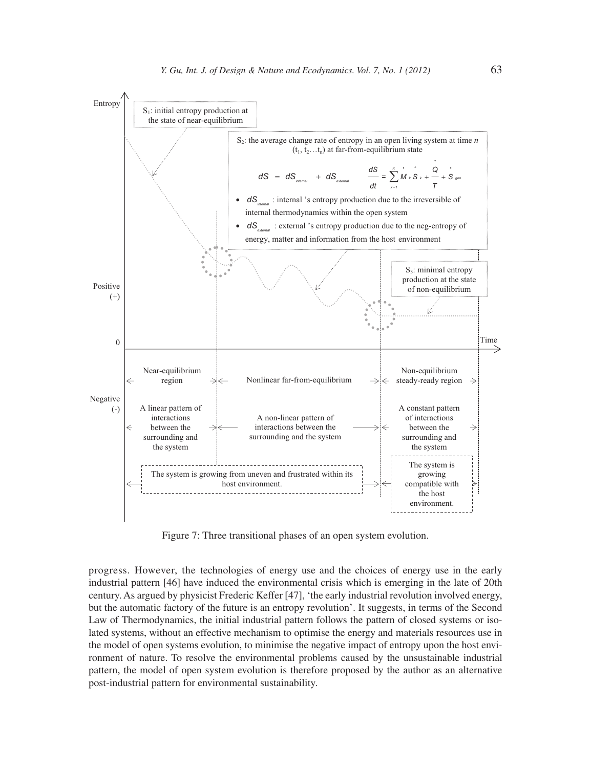Figure 7: Three transitional phases of an open system evolution.

progress. However, the technologies of energy use and the choices of energy use in the early industrial pattern [46] have induced the environmental crisis which is emerging in the late of 20th century. As argued by physicist Frederic Keffer [47], 'the early industrial revolution involved energy, but the automatic factory of the future is an entropy revolution'. It suggests, in terms of the Second Law of Thermodynamics, the initial industrial pattern follows the pattern of closed systems or isolated systems, without an effective mechanism to optimise the energy and materials resources use in the model of open systems evolution, to minimise the negative impact of entropy upon the host environment of nature. To resolve the environmental problems caused by the unsustainable industrial pattern, the model of open system evolution is therefore proposed by the author as an alternative post-industrial pattern for environmental sustainability.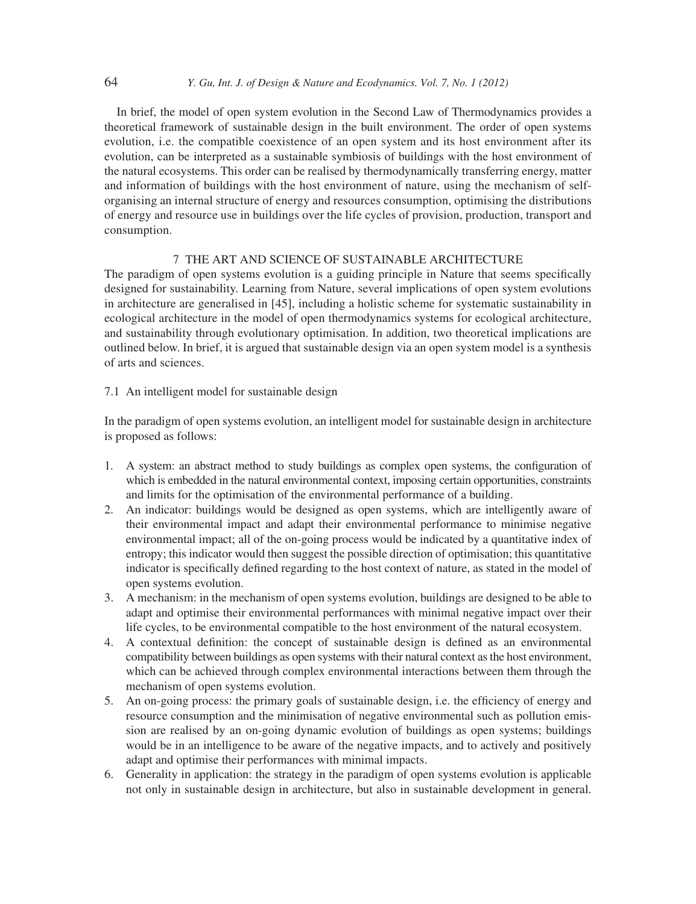In brief, the model of open system evolution in the Second Law of Thermodynamics provides a theoretical framework of sustainable design in the built environment. The order of open systems evolution, i.e. the compatible coexistence of an open system and its host environment after its evolution, can be interpreted as a sustainable symbiosis of buildings with the host environment of the natural ecosystems. This order can be realised by thermodynamically transferring energy, matter and information of buildings with the host environment of nature, using the mechanism of self-organising an internal structure of energy and resources consumption, optimising the distributions of energy and resource use in buildings over the life cycles of provision, production, transport and consumption.

## 7 THE ART AND SCIENCE OF SUSTAINABLE ARCHITECTURE

The paradigm of open systems evolution is a guiding principle in Nature that seems specifically designed for sustainability. Learning from Nature, several implications of open system evolutions in architecture are generalised in [45], including a holistic scheme for systematic sustainability in ecological architecture in the model of open thermodynamics systems for ecological architecture, and sustainability through evolutionary optimisation. In addition, two theoretical implications are outlined below. In brief, it is argued that sustainable design via an open system model is a synthesis of arts and sciences.

### 7.1 An intelligent model for sustainable design

In the paradigm of open systems evolution, an intelligent model for sustainable design in architecture is proposed as follows:

1. A system: an abstract method to study buildings as complex open systems, the configuration of which is embedded in the natural environmental context, imposing certain opportunities, constraints and limits for the optimisation of the environmental performance of a building.
2. An indicator: buildings would be designed as open systems, which are intelligently aware of their environmental impact and adapt their environmental performance to minimise negative environmental impact; all of the on-going process would be indicated by a quantitative index of entropy; this indicator would then suggest the possible direction of optimisation; this quantitative indicator is specifically defined regarding to the host context of nature, as stated in the model of open systems evolution.
3. A mechanism: in the mechanism of open systems evolution, buildings are designed to be able to adapt and optimise their environmental performances with minimal negative impact over their life cycles, to be environmental compatible to the host environment of the natural ecosystem.
4. A contextual definition: the concept of sustainable design is defined as an environmental compatibility between buildings as open systems with their natural context as the host environment, which can be achieved through complex environmental interactions between them through the mechanism of open systems evolution.
5. An on-going process: the primary goals of sustainable design, i.e. the efficiency of energy and resource consumption and the minimisation of negative environmental such as pollution emission are realised by an on-going dynamic evolution of buildings as open systems; buildings would be in an intelligence to be aware of the negative impacts, and to actively and positively adapt and optimise their performances with minimal impacts.
6. Generality in application: the strategy in the paradigm of open systems evolution is applicable not only in sustainable design in architecture, but also in sustainable development in general.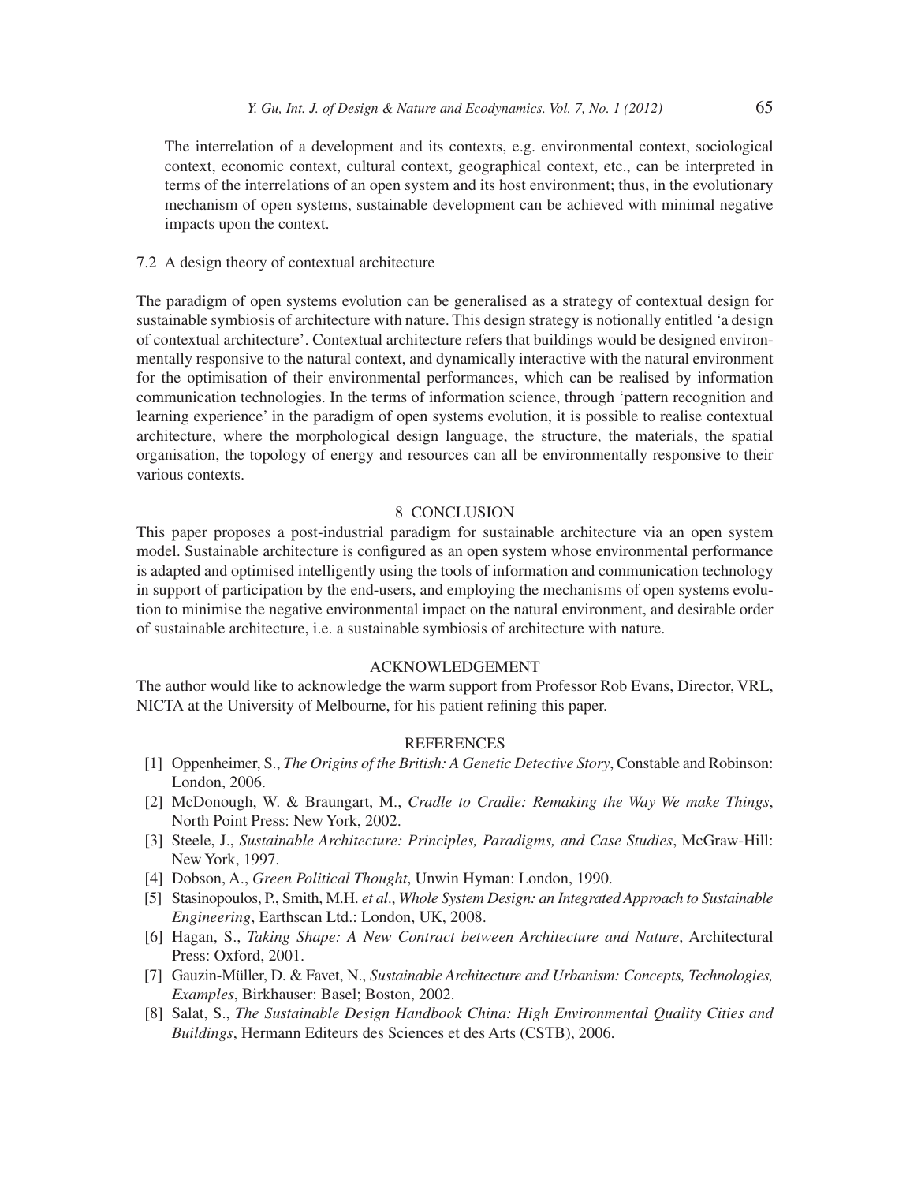The interrelation of a development and its contexts, e.g. environmental context, sociological context, economic context, cultural context, geographical context, etc., can be interpreted in terms of the interrelations of an open system and its host environment; thus, in the evolutionary mechanism of open systems, sustainable development can be achieved with minimal negative impacts upon the context.

### 7.2 A design theory of contextual architecture

The paradigm of open systems evolution can be generalised as a strategy of contextual design for sustainable symbiosis of architecture with nature. This design strategy is notionally entitled 'a design of contextual architecture'. Contextual architecture refers that buildings would be designed environmentally responsive to the natural context, and dynamically interactive with the natural environment for the optimisation of their environmental performances, which can be realised by information communication technologies. In the terms of information science, through 'pattern recognition and learning experience' in the paradigm of open systems evolution, it is possible to realise contextual architecture, where the morphological design language, the structure, the materials, the spatial organisation, the topology of energy and resources can all be environmentally responsive to their various contexts.

## 8 CONCLUSION

This paper proposes a post-industrial paradigm for sustainable architecture via an open system model. Sustainable architecture is configured as an open system whose environmental performance is adapted and optimised intelligently using the tools of information and communication technology in support of participation by the end-users, and employing the mechanisms of open systems evolution to minimise the negative environmental impact on the natural environment, and desirable order of sustainable architecture, i.e. a sustainable symbiosis of architecture with nature.

## ACKNOWLEDGEMENT

The author would like to acknowledge the warm support from Professor Rob Evans, Director, VRL, NICTA at the University of Melbourne, for his patient refining this paper.

## REFERENCES

[1] Oppenheimer, S., *The Origins of the British: A Genetic Detective Story*, Constable and Robinson: London, 2006.

[2] McDonough, W. & Braungart, M., *Cradle to Cradle: Remaking the Way We make Things*, North Point Press: New York, 2002.

[3] Steele, J., *Sustainable Architecture: Principles, Paradigms, and Case Studies*, McGraw-Hill: New York, 1997.

[4] Dobson, A., *Green Political Thought*, Unwin Hyman: London, 1990.

[5] Stasinopoulos, P., Smith, M.H. *et al*., *Whole System Design: an Integrated Approach to Sustainable Engineering*, Earthscan Ltd.: London, UK, 2008.

[6] Hagan, S., *Taking Shape: A New Contract between Architecture and Nature*, Architectural Press: Oxford, 2001.

[7] Gauzin-Müller, D. & Favet, N., *Sustainable Architecture and Urbanism: Concepts, Technologies, Examples*, Birkhauser: Basel; Boston, 2002.

[8] Salat, S., *The Sustainable Design Handbook China: High Environmental Quality Cities and Buildings*, Hermann Editeurs des Sciences et des Arts (CSTB), 2006.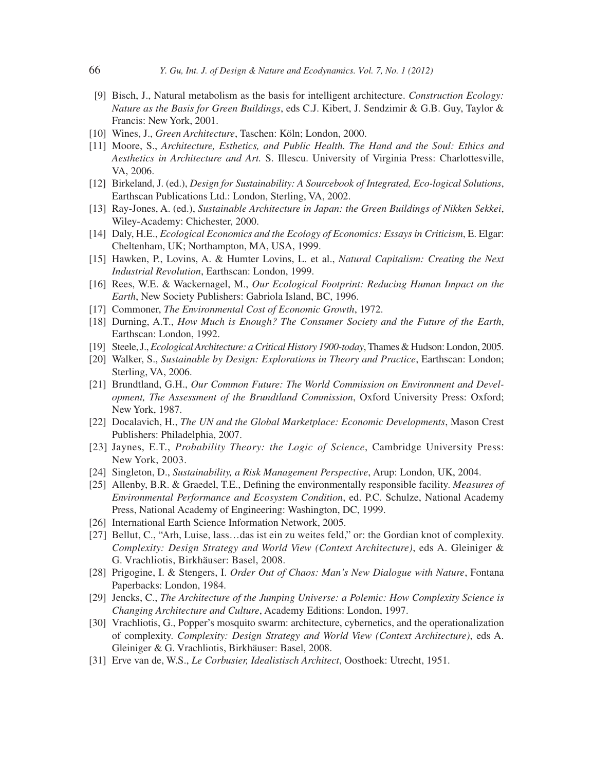[9] Bisch, J., Natural metabolism as the basis for intelligent architecture. *Construction Ecology: Nature as the Basis for Green Buildings*, eds C.J. Kibert, J. Sendzimir & G.B. Guy, Taylor & Francis: New York, 2001.

[10] Wines, J., *Green Architecture*, Taschen: Köln; London, 2000.

[11] Moore, S., *Architecture, Esthetics, and Public Health. The Hand and the Soul: Ethics and Aesthetics in Architecture and Art.* S. Illescu. University of Virginia Press: Charlottesville, VA, 2006.

[12] Birkeland, J. (ed.), *Design for Sustainability: A Sourcebook of Integrated, Eco-logical Solutions*, Earthscan Publications Ltd.: London, Sterling, VA, 2002.

[13] Ray-Jones, A. (ed.), *Sustainable Architecture in Japan: the Green Buildings of Nikken Sekkei*, Wiley-Academy: Chichester, 2000.

[14] Daly, H.E., *Ecological Economics and the Ecology of Economics: Essays in Criticism*, E. Elgar: Cheltenham, UK; Northampton, MA, USA, 1999.

[15] Hawken, P., Lovins, A. & Humter Lovins, L. et al., *Natural Capitalism: Creating the Next Industrial Revolution*, Earthscan: London, 1999.

[16] Rees, W.E. & Wackernagel, M., *Our Ecological Footprint: Reducing Human Impact on the Earth*, New Society Publishers: Gabriola Island, BC, 1996.

[17] Commoner, *The Environmental Cost of Economic Growth*, 1972.

[18] Durning, A.T., *How Much is Enough? The Consumer Society and the Future of the Earth*, Earthscan: London, 1992.

[19] Steele, J., *Ecological Architecture: a Critical History 1900-today*, Thames & Hudson: London, 2005.

[20] Walker, S., *Sustainable by Design: Explorations in Theory and Practice*, Earthscan: London; Sterling, VA, 2006.

[21] Brundtland, G.H., *Our Common Future: The World Commission on Environment and Development, The Assessment of the Brundtland Commission*, Oxford University Press: Oxford; New York, 1987.

[22] Docalavich, H., *The UN and the Global Marketplace: Economic Developments*, Mason Crest Publishers: Philadelphia, 2007.

[23] Jaynes, E.T., *Probability Theory: the Logic of Science*, Cambridge University Press: New York, 2003.

[24] Singleton, D., *Sustainability, a Risk Management Perspective*, Arup: London, UK, 2004.

[25] Allenby, B.R. & Graedel, T.E., Defining the environmentally responsible facility. *Measures of Environmental Performance and Ecosystem Condition*, ed. P.C. Schulze, National Academy Press, National Academy of Engineering: Washington, DC, 1999.

[26] International Earth Science Information Network, 2005.

[27] Bellut, C., "Arh, Luise, lass…das ist ein zu weites feld," or: the Gordian knot of complexity. *Complexity: Design Strategy and World View (Context Architecture)*, eds A. Gleiniger & G. Vrachliotis, Birkhäuser: Basel, 2008.

[28] Prigogine, I. & Stengers, I. *Order Out of Chaos: Man's New Dialogue with Nature*, Fontana Paperbacks: London, 1984.

[29] Jencks, C., *The Architecture of the Jumping Universe: a Polemic: How Complexity Science is Changing Architecture and Culture*, Academy Editions: London, 1997.

[30] Vrachliotis, G., Popper's mosquito swarm: architecture, cybernetics, and the operationalization of complexity. *Complexity: Design Strategy and World View (Context Architecture)*, eds A. Gleiniger & G. Vrachliotis, Birkhäuser: Basel, 2008.

[31] Erve van de, W.S., *Le Corbusier, Idealistisch Architect*, Oosthoek: Utrecht, 1951.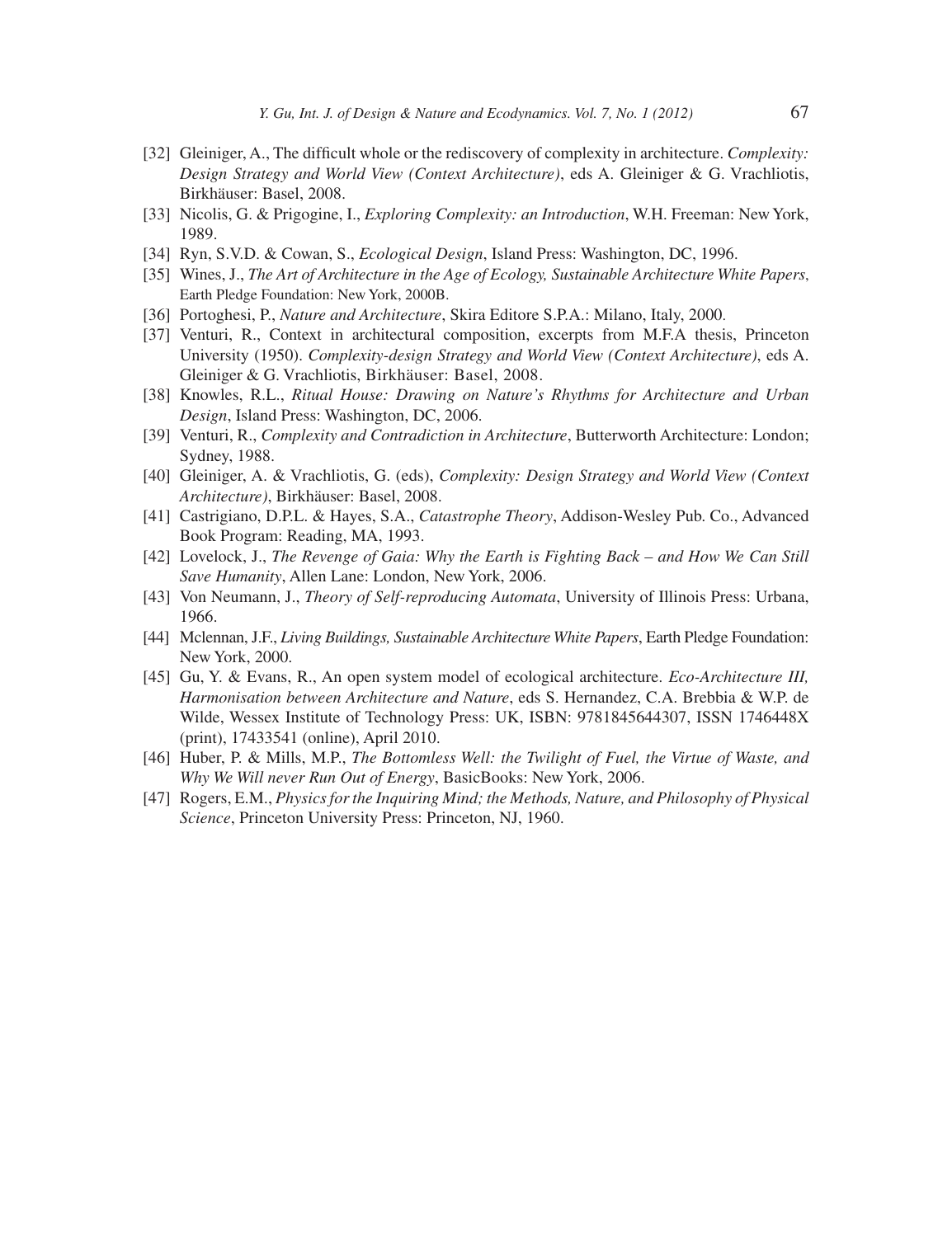[32] Gleiniger, A., The difficult whole or the rediscovery of complexity in architecture. *Complexity: Design Strategy and World View (Context Architecture)*, eds A. Gleiniger & G. Vrachliotis, Birkhäuser: Basel, 2008.

[33] Nicolis, G. & Prigogine, I., *Exploring Complexity: an Introduction*, W.H. Freeman: New York, 1989.

[34] Ryn, S.V.D. & Cowan, S., *Ecological Design*, Island Press: Washington, DC, 1996.

[35] Wines, J., *The Art of Architecture in the Age of Ecology, Sustainable Architecture White Papers*, Earth Pledge Foundation: New York, 2000B.

[36] Portoghesi, P., *Nature and Architecture*, Skira Editore S.P.A.: Milano, Italy, 2000.

[37] Venturi, R., Context in architectural composition, excerpts from M.F.A thesis, Princeton University (1950). *Complexity-design Strategy and World View (Context Architecture)*, eds A. Gleiniger & G. Vrachliotis, Birkhäuser: Basel, 2008.

[38] Knowles, R.L., *Ritual House: Drawing on Nature's Rhythms for Architecture and Urban Design*, Island Press: Washington, DC, 2006.

[39] Venturi, R., *Complexity and Contradiction in Architecture*, Butterworth Architecture: London; Sydney, 1988.

[40] Gleiniger, A. & Vrachliotis, G. (eds), *Complexity: Design Strategy and World View (Context Architecture)*, Birkhäuser: Basel, 2008.

[41] Castrigiano, D.P.L. & Hayes, S.A., *Catastrophe Theory*, Addison-Wesley Pub. Co., Advanced Book Program: Reading, MA, 1993.

[42] Lovelock, J., *The Revenge of Gaia: Why the Earth is Fighting Back – and How We Can Still Save Humanity*, Allen Lane: London, New York, 2006.

[43] Von Neumann, J., *Theory of Self-reproducing Automata*, University of Illinois Press: Urbana, 1966.

[44] Mclennan, J.F., *Living Buildings, Sustainable Architecture White Papers*, Earth Pledge Foundation: New York, 2000.

[45] Gu, Y. & Evans, R., An open system model of ecological architecture. *Eco-Architecture III, Harmonisation between Architecture and Nature*, eds S. Hernandez, C.A. Brebbia & W.P. de Wilde, Wessex Institute of Technology Press: UK, ISBN: 9781845644307, ISSN 1746448X (print), 17433541 (online), April 2010.

[46] Huber, P. & Mills, M.P., *The Bottomless Well: the Twilight of Fuel, the Virtue of Waste, and Why We Will never Run Out of Energy*, BasicBooks: New York, 2006.

[47] Rogers, E.M., *Physics for the Inquiring Mind; the Methods, Nature, and Philosophy of Physical Science*, Princeton University Press: Princeton, NJ, 1960.